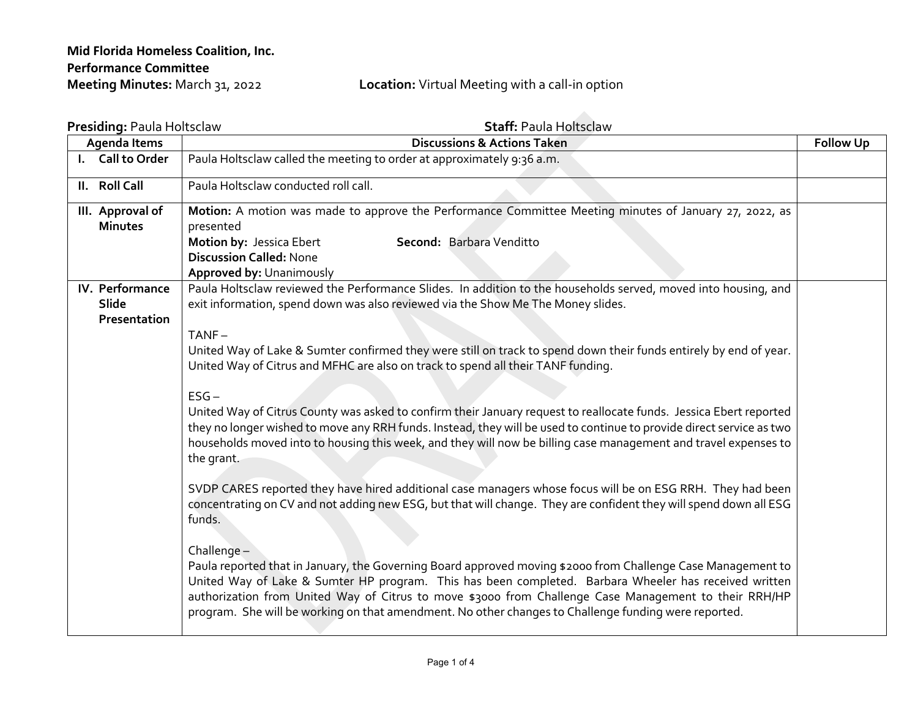**Mid Florida Homeless Coalition, Inc.**
**Performance Committee**
**Meeting Minutes:** March 31, 2022 **Location:** Virtual Meeting with a call-in option

**Presiding:** Paula Holtsclaw **Staff:** Paula Holtsclaw

| Agenda Items | Discussions & Actions Taken | Follow Up |
|---|---|---|
| **I. Call to Order** | Paula Holtsclaw called the meeting to order at approximately 9:36 a.m. | |
| **II. Roll Call** | Paula Holtsclaw conducted roll call. | |
| **III. Approval of Minutes** | **Motion:** A motion was made to approve the Performance Committee Meeting minutes of January 27, 2022, as presented<br>**Motion by:** Jessica Ebert **Second:** Barbara Venditto<br>**Discussion Called:** None<br>**Approved by:** Unanimously | |
| **IV. Performance Slide Presentation** | Paula Holtsclaw reviewed the Performance Slides. In addition to the households served, moved into housing, and exit information, spend down was also reviewed via the Show Me The Money slides.<br><br>TANF –<br>United Way of Lake & Sumter confirmed they were still on track to spend down their funds entirely by end of year. United Way of Citrus and MFHC are also on track to spend all their TANF funding.<br><br>ESG –<br>United Way of Citrus County was asked to confirm their January request to reallocate funds. Jessica Ebert reported they no longer wished to move any RRH funds. Instead, they will be used to continue to provide direct service as two households moved into to housing this week, and they will now be billing case management and travel expenses to the grant.<br><br>SVDP CARES reported they have hired additional case managers whose focus will be on ESG RRH. They had been concentrating on CV and not adding new ESG, but that will change. They are confident they will spend down all ESG funds.<br><br>Challenge –<br>Paula reported that in January, the Governing Board approved moving $2000 from Challenge Case Management to United Way of Lake & Sumter HP program. This has been completed. Barbara Wheeler has received written authorization from United Way of Citrus to move $3000 from Challenge Case Management to their RRH/HP program. She will be working on that amendment. No other changes to Challenge funding were reported. | |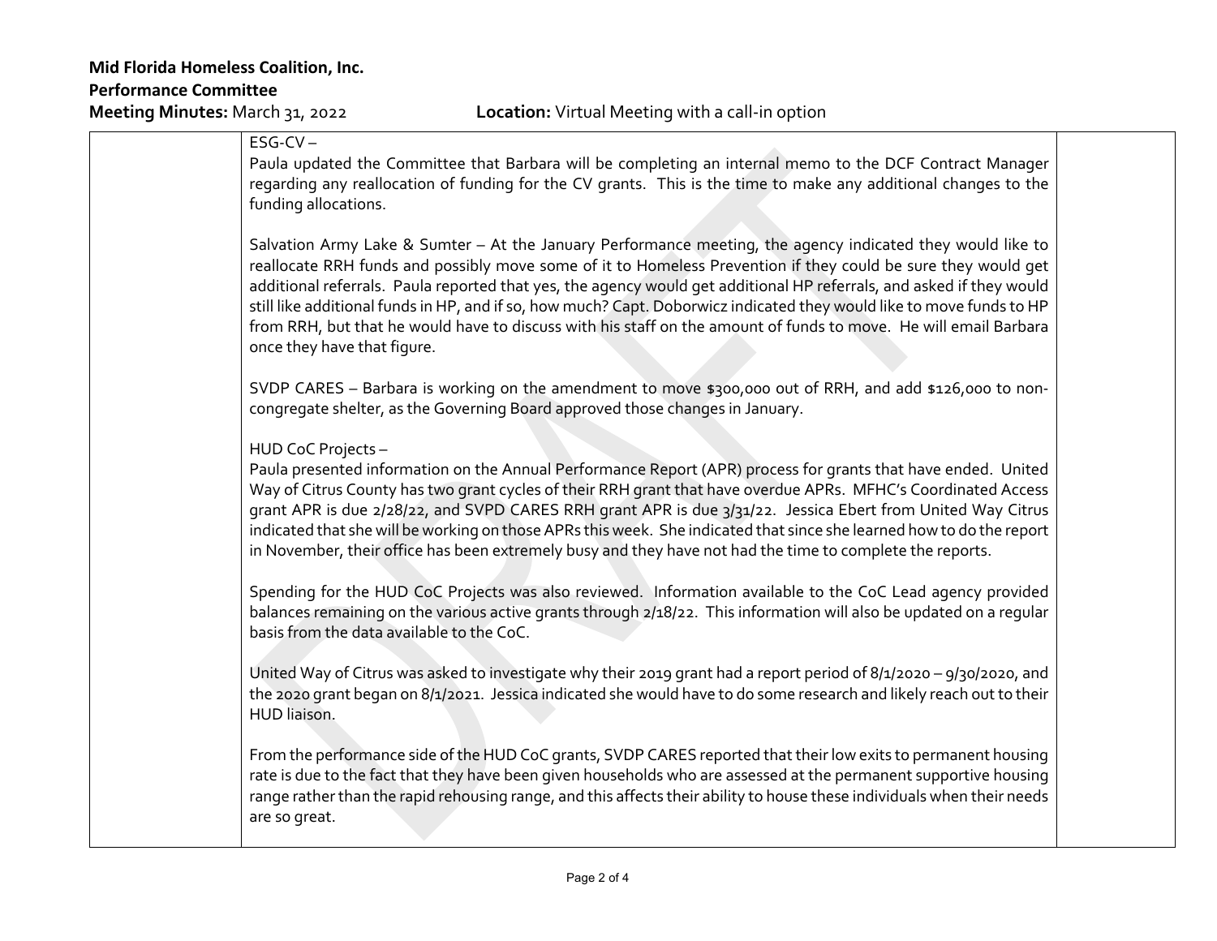**Mid Florida Homeless Coalition, Inc.**
**Performance Committee**
**Meeting Minutes:** March 31, 2022 **Location:** Virtual Meeting with a call-in option

| | | |
|---|---|---|
| | ESG-CV –<br>Paula updated the Committee that Barbara will be completing an internal memo to the DCF Contract Manager regarding any reallocation of funding for the CV grants. This is the time to make any additional changes to the funding allocations.<br><br>Salvation Army Lake & Sumter – At the January Performance meeting, the agency indicated they would like to reallocate RRH funds and possibly move some of it to Homeless Prevention if they could be sure they would get additional referrals. Paula reported that yes, the agency would get additional HP referrals, and asked if they would still like additional funds in HP, and if so, how much? Capt. Doborwicz indicated they would like to move funds to HP from RRH, but that he would have to discuss with his staff on the amount of funds to move. He will email Barbara once they have that figure.<br><br>SVDP CARES – Barbara is working on the amendment to move $300,000 out of RRH, and add $126,000 to non-congregate shelter, as the Governing Board approved those changes in January.<br><br>HUD CoC Projects –<br>Paula presented information on the Annual Performance Report (APR) process for grants that have ended. United Way of Citrus County has two grant cycles of their RRH grant that have overdue APRs. MFHC's Coordinated Access grant APR is due 2/28/22, and SVPD CARES RRH grant APR is due 3/31/22. Jessica Ebert from United Way Citrus indicated that she will be working on those APRs this week. She indicated that since she learned how to do the report in November, their office has been extremely busy and they have not had the time to complete the reports.<br><br>Spending for the HUD CoC Projects was also reviewed. Information available to the CoC Lead agency provided balances remaining on the various active grants through 2/18/22. This information will also be updated on a regular basis from the data available to the CoC.<br><br>United Way of Citrus was asked to investigate why their 2019 grant had a report period of 8/1/2020 – 9/30/2020, and the 2020 grant began on 8/1/2021. Jessica indicated she would have to do some research and likely reach out to their HUD liaison.<br><br>From the performance side of the HUD CoC grants, SVDP CARES reported that their low exits to permanent housing rate is due to the fact that they have been given households who are assessed at the permanent supportive housing range rather than the rapid rehousing range, and this affects their ability to house these individuals when their needs are so great. | |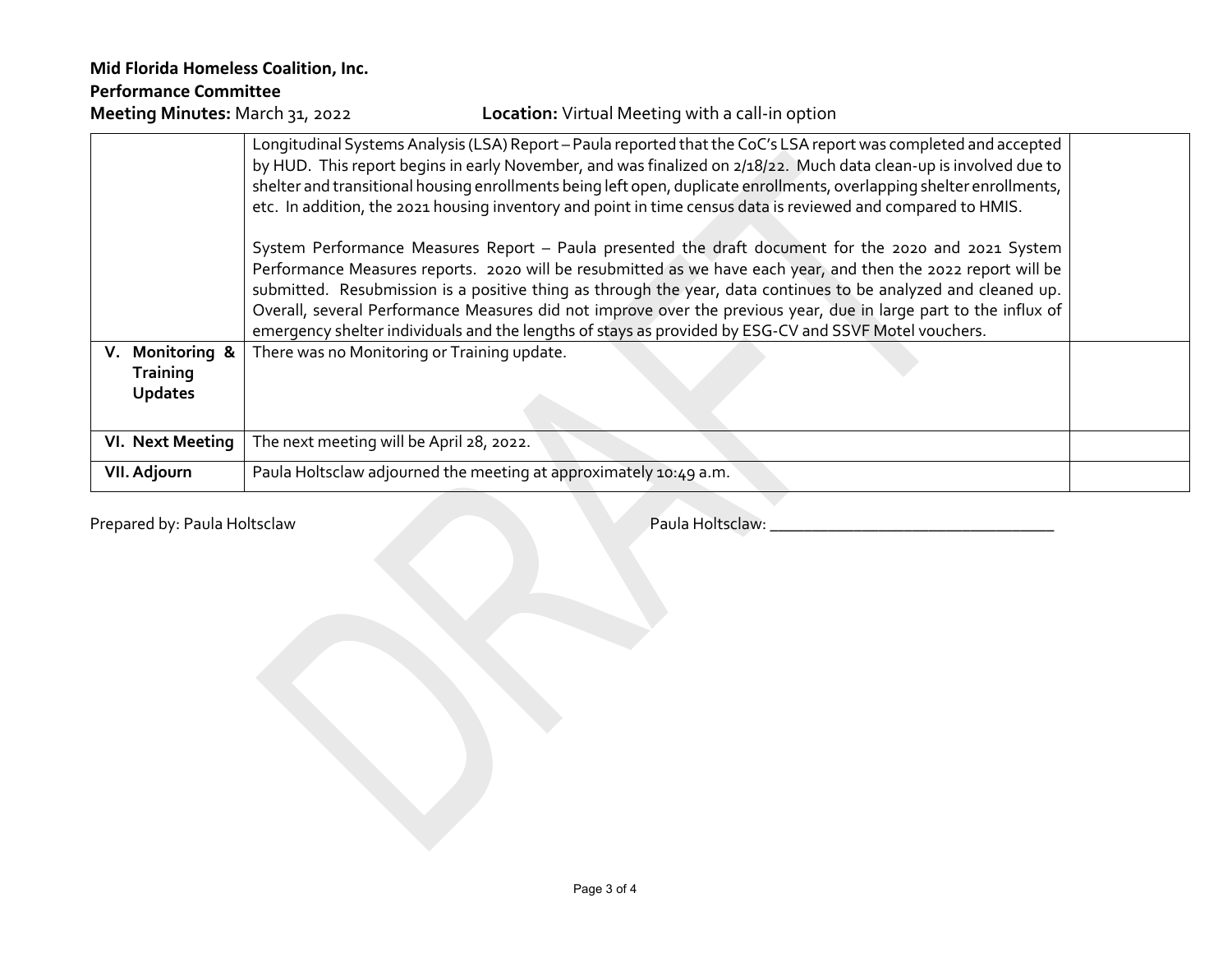**Mid Florida Homeless Coalition, Inc.**
**Performance Committee**
**Meeting Minutes:** March 31, 2022 **Location:** Virtual Meeting with a call-in option

| | | |
|---|---|---|
| | Longitudinal Systems Analysis (LSA) Report – Paula reported that the CoC's LSA report was completed and accepted by HUD. This report begins in early November, and was finalized on 2/18/22. Much data clean-up is involved due to shelter and transitional housing enrollments being left open, duplicate enrollments, overlapping shelter enrollments, etc. In addition, the 2021 housing inventory and point in time census data is reviewed and compared to HMIS.<br><br>System Performance Measures Report – Paula presented the draft document for the 2020 and 2021 System Performance Measures reports. 2020 will be resubmitted as we have each year, and then the 2022 report will be submitted. Resubmission is a positive thing as through the year, data continues to be analyzed and cleaned up. Overall, several Performance Measures did not improve over the previous year, due in large part to the influx of emergency shelter individuals and the lengths of stays as provided by ESG-CV and SSVF Motel vouchers. | |
| **V. Monitoring & Training Updates** | There was no Monitoring or Training update. | |
| **VI. Next Meeting** | The next meeting will be April 28, 2022. | |
| **VII. Adjourn** | Paula Holtsclaw adjourned the meeting at approximately 10:49 a.m. | |

Prepared by: Paula Holtsclaw Paula Holtsclaw: ___________________________________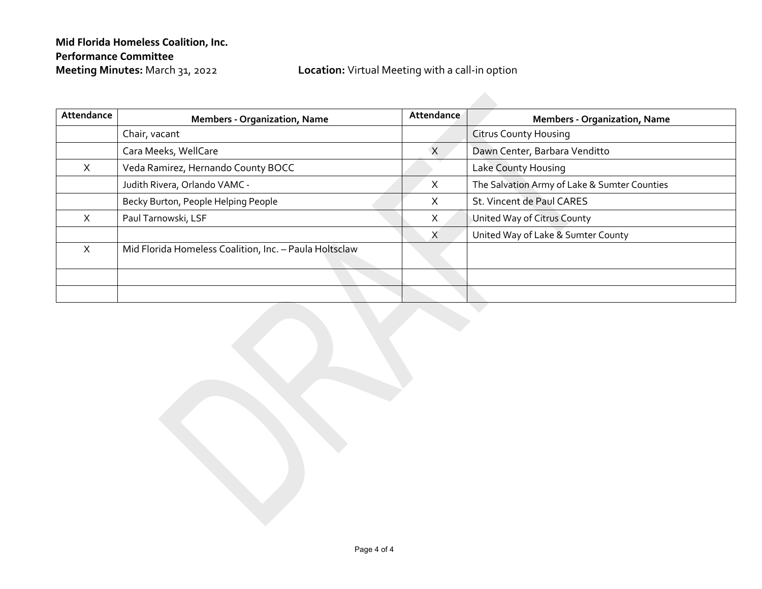**Mid Florida Homeless Coalition, Inc.**
**Performance Committee**
**Meeting Minutes:** March 31, 2022 **Location:** Virtual Meeting with a call-in option

| Attendance | Members - Organization, Name | Attendance | Members - Organization, Name |
|---|---|---|---|
| | Chair, vacant | | Citrus County Housing |
| | Cara Meeks, WellCare | X | Dawn Center, Barbara Venditto |
| X | Veda Ramirez, Hernando County BOCC | | Lake County Housing |
| | Judith Rivera, Orlando VAMC - | X | The Salvation Army of Lake & Sumter Counties |
| | Becky Burton, People Helping People | X | St. Vincent de Paul CARES |
| X | Paul Tarnowski, LSF | X | United Way of Citrus County |
| | | X | United Way of Lake & Sumter County |
| X | Mid Florida Homeless Coalition, Inc. – Paula Holtsclaw | | |
| | | | |
| | | | |